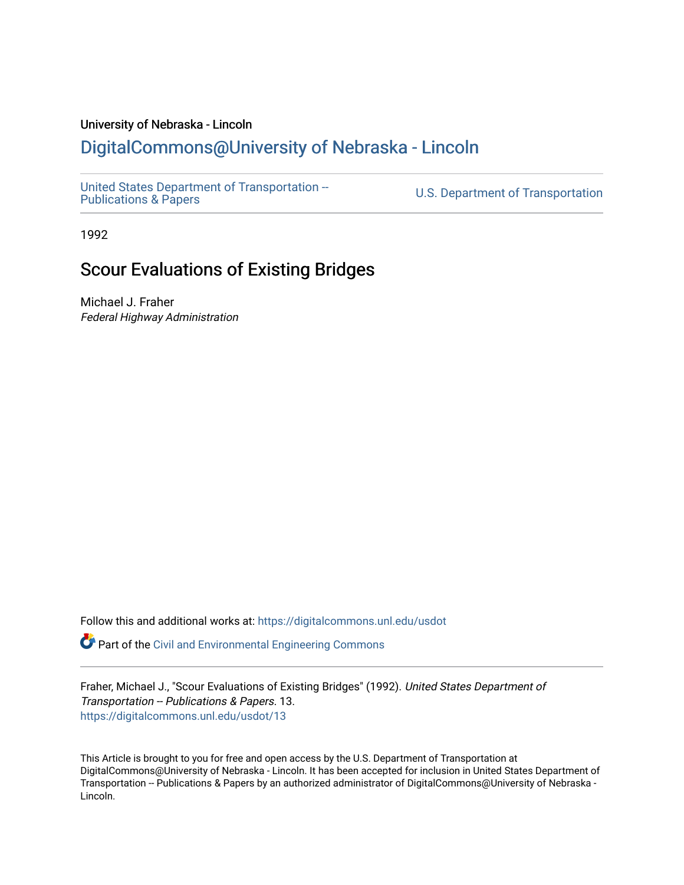University of Nebraska - Lincoln

# DigitalCommons@University of Nebraska - Lincoln

United States Department of Transportation -- Publications & Papers

U.S. Department of Transportation

1992

## Scour Evaluations of Existing Bridges

Michael J. Fraher

*Federal Highway Administration*

Follow this and additional works at: https://digitalcommons.unl.edu/usdot

Part of the Civil and Environmental Engineering Commons

Fraher, Michael J., "Scour Evaluations of Existing Bridges" (1992). *United States Department of Transportation -- Publications & Papers*. 13.
https://digitalcommons.unl.edu/usdot/13

This Article is brought to you for free and open access by the U.S. Department of Transportation at DigitalCommons@University of Nebraska - Lincoln. It has been accepted for inclusion in United States Department of Transportation -- Publications & Papers by an authorized administrator of DigitalCommons@University of Nebraska - Lincoln.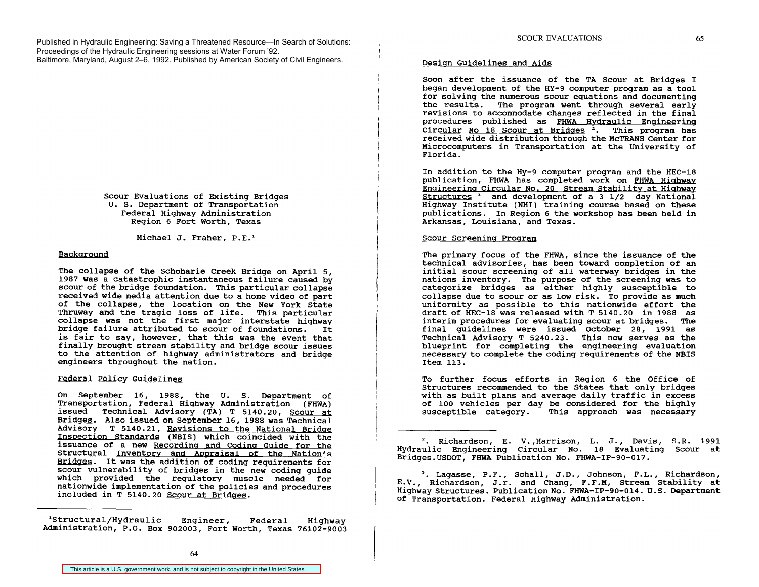Published in Hydraulic Engineering: Saving a Threatened Resource—In Search of Solutions: Proceedings of the Hydraulic Engineering sessions at Water Forum '92. Baltimore, Maryland, August 2–6, 1992. Published by American Society of Civil Engineers.

# Scour Evaluations of Existing Bridges
U. S. Department of Transportation
Federal Highway Administration
Region 6 Fort Worth, Texas

Michael J. Fraher, P.E.[1]

## Background

The collapse of the Schoharie Creek Bridge on April 5, 1987 was a catastrophic instantaneous failure caused by scour of the bridge foundation. This particular collapse received wide media attention due to a home video of part of the collapse, the location on the New York State Thruway and the tragic loss of life. This particular collapse was not the first major interstate highway bridge failure attributed to scour of foundations. It is fair to say, however, that this was the event that finally brought stream stability and bridge scour issues to the attention of highway administrators and bridge engineers throughout the nation.

## Federal Policy Guidelines

On September 16, 1988, the U. S. Department of Transportation, Federal Highway Administration (FHWA) issued Technical Advisory (TA) T 5140.20, Scour at Bridges. Also issued on September 16, 1988 was Technical Advisory T 5140.21, Revisions to the National Bridge Inspection Standards (NBIS) which coincided with the issuance of a new Recording and Coding Guide for the Structural Inventory and Appraisal of the Nation's Bridges. It was the addition of coding requirements for scour vulnerability of bridges in the new coding guide which provided the regulatory muscle needed for nationwide implementation of the policies and procedures included in T 5140.20 Scour at Bridges.

[1]Structural/Hydraulic Engineer, Federal Highway Administration, P.O. Box 902003, Fort Worth, Texas 76102-9003

This article is a U.S. government work, and is not subject to copyright in the United States.

## Design Guidelines and Aids

Soon after the issuance of the TA Scour at Bridges I began development of the HY-9 computer program as a tool for solving the numerous scour equations and documenting the results. The program went through several early revisions to accommodate changes reflected in the final procedures published as FHWA Hydraulic Engineering Circular No 18 Scour at Bridges [2]. This program has received wide distribution through the McTRANS Center for Microcomputers in Transportation at the University of Florida.

In addition to the Hy-9 computer program and the HEC-18 publication, FHWA has completed work on FHWA Highway Engineering Circular No. 20 Stream Stability at Highway Structures [3] and development of a 3 1/2 day National Highway Institute (NHI) training course based on these publications. In Region 6 the workshop has been held in Arkansas, Louisiana, and Texas.

## Scour Screening Program

The primary focus of the FHWA, since the issuance of the technical advisories, has been toward completion of an initial scour screening of all waterway bridges in the nations inventory. The purpose of the screening was to categorize bridges as either highly susceptible to collapse due to scour or as low risk. To provide as much uniformity as possible to this nationwide effort the draft of HEC-18 was released with T 5140.20 in 1988 as interim procedures for evaluating scour at bridges. The final guidelines were issued October 28, 1991 as Technical Advisory T 5240.23. This now serves as the blueprint for completing the engineering evaluation necessary to complete the coding requirements of the NBIS Item 113.

To further focus efforts in Region 6 the Office of Structures recommended to the States that only bridges with as built plans and average daily traffic in excess of 100 vehicles per day be considered for the highly susceptible category. This approach was necessary

[2]. Richardson, E. V., Harrison, L. J., Davis, S.R. 1991 Hydraulic Engineering Circular No. 18 Evaluating Scour at Bridges.USDOT, FHWA Publication No. FHWA-IP-90-017.

[3]. Lagasse, P.F., Schall, J.D., Johnson, F.L., Richardson, E.V., Richardson, J.r. and Chang, F.F.M, Stream Stability at Highway Structures. Publication No. FHWA-IP-90-014. U.S. Department of Transportation. Federal Highway Administration.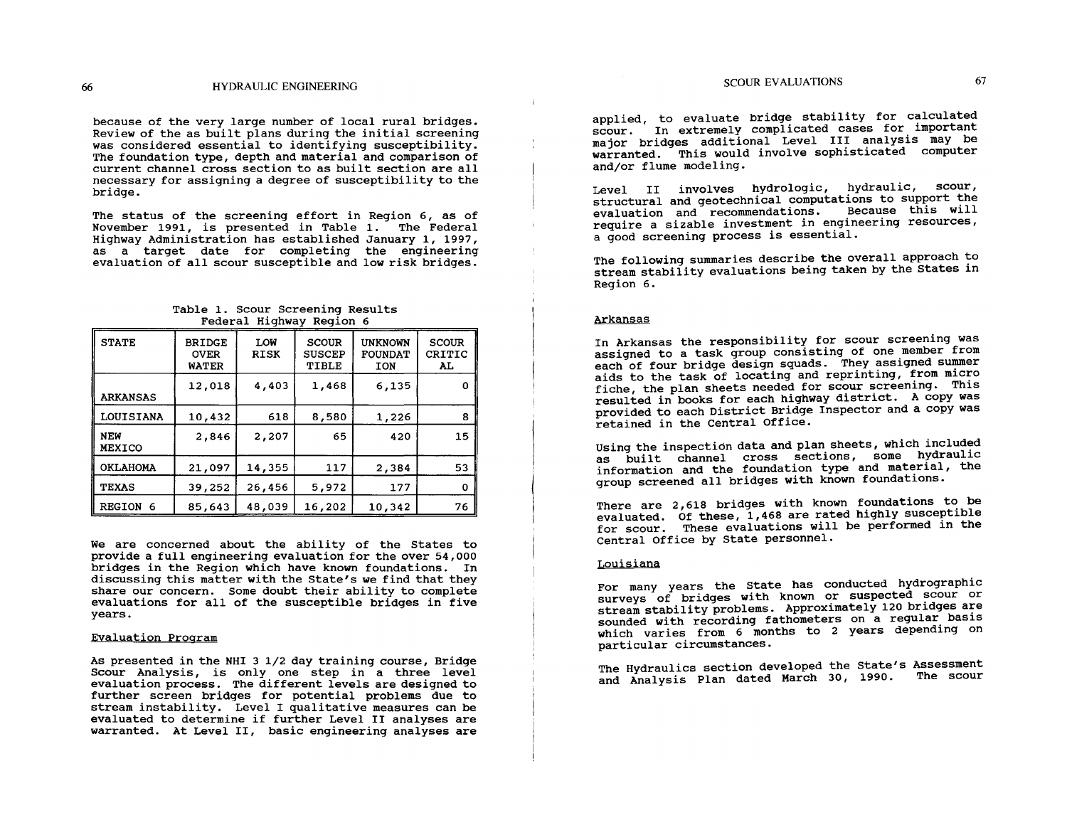because of the very large number of local rural bridges. Review of the as built plans during the initial screening was considered essential to identifying susceptibility. The foundation type, depth and material and comparison of current channel cross section to as built section are all necessary for assigning a degree of susceptibility to the bridge.

The status of the screening effort in Region 6, as of November 1991, is presented in Table 1. The Federal Highway Administration has established January 1, 1997, as a target date for completing the engineering evaluation of all scour susceptible and low risk bridges.

Table 1. Scour Screening Results
Federal Highway Region 6

| STATE | BRIDGE OVER WATER | LOW RISK | SCOUR SUSCEP TIBLE | UNKNOWN FOUNDAT ION | SCOUR CRITIC AL |
|---|---|---|---|---|---|
| ARKANSAS | 12,018 | 4,403 | 1,468 | 6,135 | 0 |
| LOUISIANA | 10,432 | 618 | 8,580 | 1,226 | 8 |
| NEW MEXICO | 2,846 | 2,207 | 65 | 420 | 15 |
| OKLAHOMA | 21,097 | 14,355 | 117 | 2,384 | 53 |
| TEXAS | 39,252 | 26,456 | 5,972 | 177 | 0 |
| REGION 6 | 85,643 | 48,039 | 16,202 | 10,342 | 76 |

We are concerned about the ability of the States to provide a full engineering evaluation for the over 54,000 bridges in the Region which have known foundations. In discussing this matter with the State's we find that they share our concern. Some doubt their ability to complete evaluations for all of the susceptible bridges in five years.

## Evaluation Program

As presented in the NHI 3 1/2 day training course, Bridge Scour Analysis, is only one step in a three level evaluation process. The different levels are designed to further screen bridges for potential problems due to stream instability. Level I qualitative measures can be evaluated to determine if further Level II analyses are warranted. At Level II, basic engineering analyses are applied, to evaluate bridge stability for calculated scour. In extremely complicated cases for important major bridges additional Level III analysis may be warranted. This would involve sophisticated computer and/or flume modeling.

Level II involves hydrologic, hydraulic, scour, structural and geotechnical computations to support the evaluation and recommendations. Because this will require a sizable investment in engineering resources, a good screening process is essential.

The following summaries describe the overall approach to stream stability evaluations being taken by the States in Region 6.

## Arkansas

In Arkansas the responsibility for scour screening was assigned to a task group consisting of one member from each of four bridge design squads. They assigned summer aids to the task of locating and reprinting, from micro fiche, the plan sheets needed for scour screening. This resulted in books for each highway district. A copy was provided to each District Bridge Inspector and a copy was retained in the Central Office.

Using the inspection data and plan sheets, which included as built channel cross sections, some hydraulic information and the foundation type and material, the group screened all bridges with known foundations.

There are 2,618 bridges with known foundations to be evaluated. Of these, 1,468 are rated highly susceptible for scour. These evaluations will be performed in the Central Office by State personnel.

## Louisiana

For many years the State has conducted hydrographic surveys of bridges with known or suspected scour or stream stability problems. Approximately 120 bridges are sounded with recording fathometers on a regular basis which varies from 6 months to 2 years depending on particular circumstances.

The Hydraulics section developed the State's Assessment and Analysis Plan dated March 30, 1990. The scour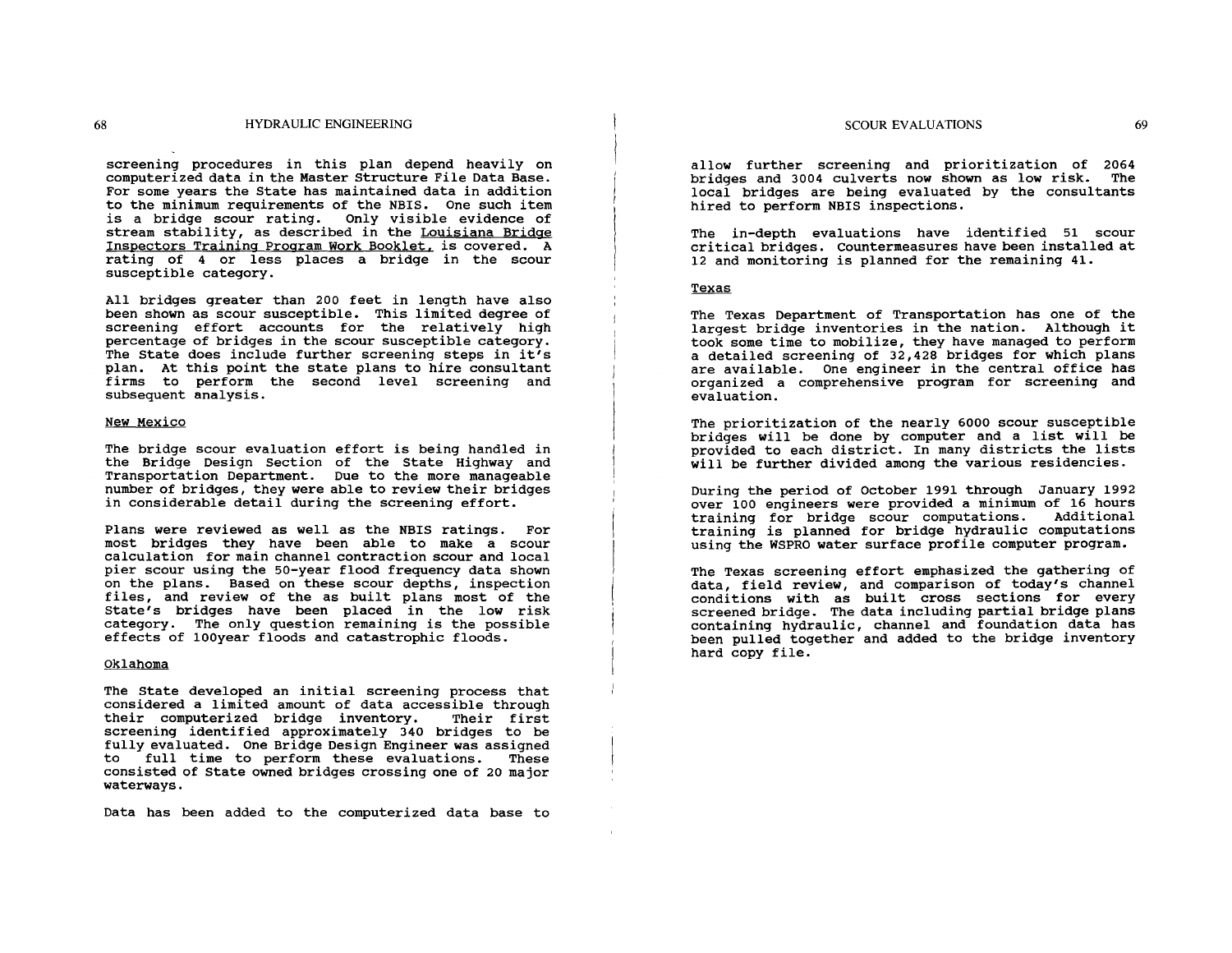screening procedures in this plan depend heavily on computerized data in the Master Structure File Data Base. For some years the State has maintained data in addition to the minimum requirements of the NBIS. One such item is a bridge scour rating. Only visible evidence of stream stability, as described in the Louisiana Bridge Inspectors Training Program Work Booklet, is covered. A rating of 4 or less places a bridge in the scour susceptible category.

All bridges greater than 200 feet in length have also been shown as scour susceptible. This limited degree of screening effort accounts for the relatively high percentage of bridges in the scour susceptible category. The State does include further screening steps in it's plan. At this point the state plans to hire consultant firms to perform the second level screening and subsequent analysis.

## New Mexico

The bridge scour evaluation effort is being handled in the Bridge Design Section of the State Highway and Transportation Department. Due to the more manageable number of bridges, they were able to review their bridges in considerable detail during the screening effort.

Plans were reviewed as well as the NBIS ratings. For most bridges they have been able to make a scour calculation for main channel contraction scour and local pier scour using the 50-year flood frequency data shown on the plans. Based on these scour depths, inspection files, and review of the as built plans most of the State's bridges have been placed in the low risk category. The only question remaining is the possible effects of 100year floods and catastrophic floods.

## Oklahoma

The State developed an initial screening process that considered a limited amount of data accessible through their computerized bridge inventory. Their first screening identified approximately 340 bridges to be fully evaluated. One Bridge Design Engineer was assigned to full time to perform these evaluations. These consisted of State owned bridges crossing one of 20 major waterways.

Data has been added to the computerized data base to allow further screening and prioritization of 2064 bridges and 3004 culverts now shown as low risk. The local bridges are being evaluated by the consultants hired to perform NBIS inspections.

The in-depth evaluations have identified 51 scour critical bridges. Countermeasures have been installed at 12 and monitoring is planned for the remaining 41.

## Texas

The Texas Department of Transportation has one of the largest bridge inventories in the nation. Although it took some time to mobilize, they have managed to perform a detailed screening of 32,428 bridges for which plans are available. One engineer in the central office has organized a comprehensive program for screening and evaluation.

The prioritization of the nearly 6000 scour susceptible bridges will be done by computer and a list will be provided to each district. In many districts the lists will be further divided among the various residencies.

During the period of October 1991 through January 1992 over 100 engineers were provided a minimum of 16 hours training for bridge scour computations. Additional training is planned for bridge hydraulic computations using the WSPRO water surface profile computer program.

The Texas screening effort emphasized the gathering of data, field review, and comparison of today's channel conditions with as built cross sections for every screened bridge. The data including partial bridge plans containing hydraulic, channel and foundation data has been pulled together and added to the bridge inventory hard copy file.